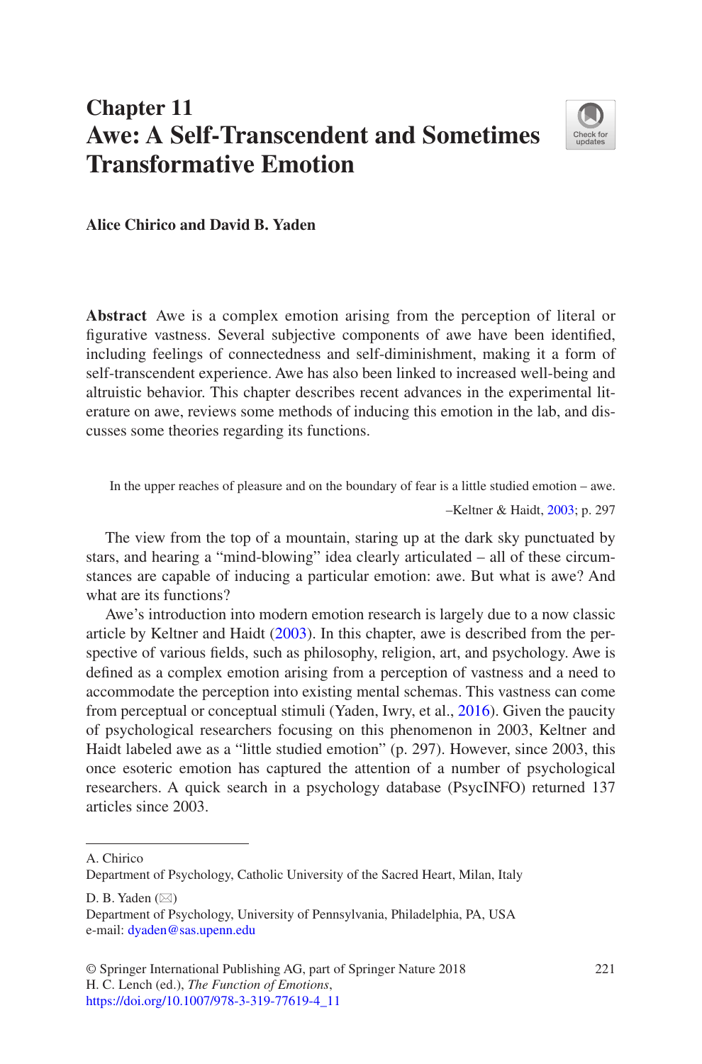# Chapter 11
# Awe: A Self-Transcendent and Sometimes Transformative Emotion

**Alice Chirico and David B. Yaden**

**Abstract** Awe is a complex emotion arising from the perception of literal or figurative vastness. Several subjective components of awe have been identified, including feelings of connectedness and self-diminishment, making it a form of self-transcendent experience. Awe has also been linked to increased well-being and altruistic behavior. This chapter describes recent advances in the experimental literature on awe, reviews some methods of inducing this emotion in the lab, and discusses some theories regarding its functions.

> In the upper reaches of pleasure and on the boundary of fear is a little studied emotion – awe.
>
> –Keltner & Haidt, 2003; p. 297

The view from the top of a mountain, staring up at the dark sky punctuated by stars, and hearing a "mind-blowing" idea clearly articulated – all of these circumstances are capable of inducing a particular emotion: awe. But what is awe? And what are its functions?

Awe's introduction into modern emotion research is largely due to a now classic article by Keltner and Haidt (2003). In this chapter, awe is described from the perspective of various fields, such as philosophy, religion, art, and psychology. Awe is defined as a complex emotion arising from a perception of vastness and a need to accommodate the perception into existing mental schemas. This vastness can come from perceptual or conceptual stimuli (Yaden, Iwry, et al., 2016). Given the paucity of psychological researchers focusing on this phenomenon in 2003, Keltner and Haidt labeled awe as a "little studied emotion" (p. 297). However, since 2003, this once esoteric emotion has captured the attention of a number of psychological researchers. A quick search in a psychology database (PsycINFO) returned 137 articles since 2003.

---

A. Chirico
Department of Psychology, Catholic University of the Sacred Heart, Milan, Italy

D. B. Yaden (✉)
Department of Psychology, University of Pennsylvania, Philadelphia, PA, USA
e-mail: dyaden@sas.upenn.edu

© Springer International Publishing AG, part of Springer Nature 2018
H. C. Lench (ed.), *The Function of Emotions*,
https://doi.org/10.1007/978-3-319-77619-4_11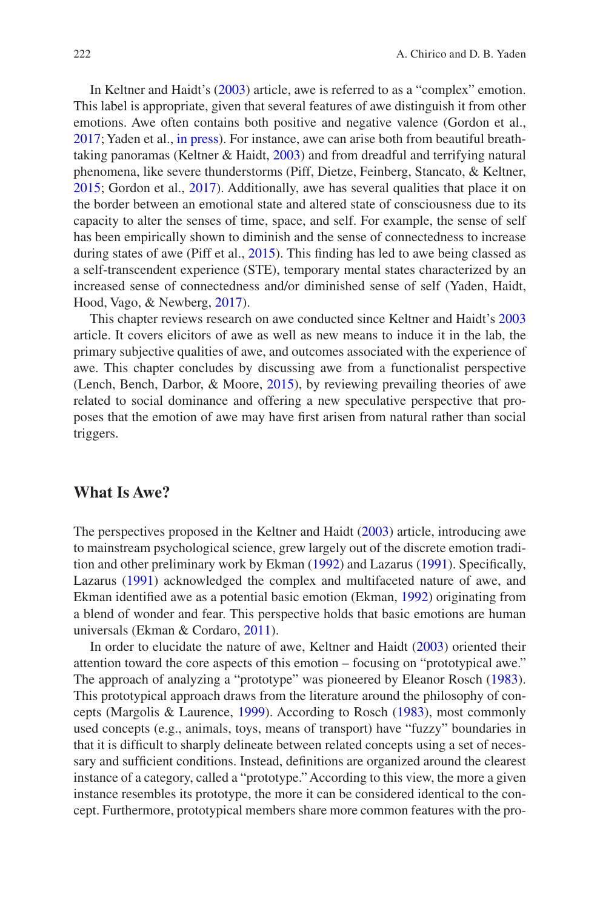In Keltner and Haidt's (2003) article, awe is referred to as a "complex" emotion. This label is appropriate, given that several features of awe distinguish it from other emotions. Awe often contains both positive and negative valence (Gordon et al., 2017; Yaden et al., in press). For instance, awe can arise both from beautiful breathtaking panoramas (Keltner & Haidt, 2003) and from dreadful and terrifying natural phenomena, like severe thunderstorms (Piff, Dietze, Feinberg, Stancato, & Keltner, 2015; Gordon et al., 2017). Additionally, awe has several qualities that place it on the border between an emotional state and altered state of consciousness due to its capacity to alter the senses of time, space, and self. For example, the sense of self has been empirically shown to diminish and the sense of connectedness to increase during states of awe (Piff et al., 2015). This finding has led to awe being classed as a self-transcendent experience (STE), temporary mental states characterized by an increased sense of connectedness and/or diminished sense of self (Yaden, Haidt, Hood, Vago, & Newberg, 2017).

This chapter reviews research on awe conducted since Keltner and Haidt's 2003 article. It covers elicitors of awe as well as new means to induce it in the lab, the primary subjective qualities of awe, and outcomes associated with the experience of awe. This chapter concludes by discussing awe from a functionalist perspective (Lench, Bench, Darbor, & Moore, 2015), by reviewing prevailing theories of awe related to social dominance and offering a new speculative perspective that proposes that the emotion of awe may have first arisen from natural rather than social triggers.

## What Is Awe?

The perspectives proposed in the Keltner and Haidt (2003) article, introducing awe to mainstream psychological science, grew largely out of the discrete emotion tradition and other preliminary work by Ekman (1992) and Lazarus (1991). Specifically, Lazarus (1991) acknowledged the complex and multifaceted nature of awe, and Ekman identified awe as a potential basic emotion (Ekman, 1992) originating from a blend of wonder and fear. This perspective holds that basic emotions are human universals (Ekman & Cordaro, 2011).

In order to elucidate the nature of awe, Keltner and Haidt (2003) oriented their attention toward the core aspects of this emotion – focusing on "prototypical awe." The approach of analyzing a "prototype" was pioneered by Eleanor Rosch (1983). This prototypical approach draws from the literature around the philosophy of concepts (Margolis & Laurence, 1999). According to Rosch (1983), most commonly used concepts (e.g., animals, toys, means of transport) have "fuzzy" boundaries in that it is difficult to sharply delineate between related concepts using a set of necessary and sufficient conditions. Instead, definitions are organized around the clearest instance of a category, called a "prototype." According to this view, the more a given instance resembles its prototype, the more it can be considered identical to the concept. Furthermore, prototypical members share more common features with the pro-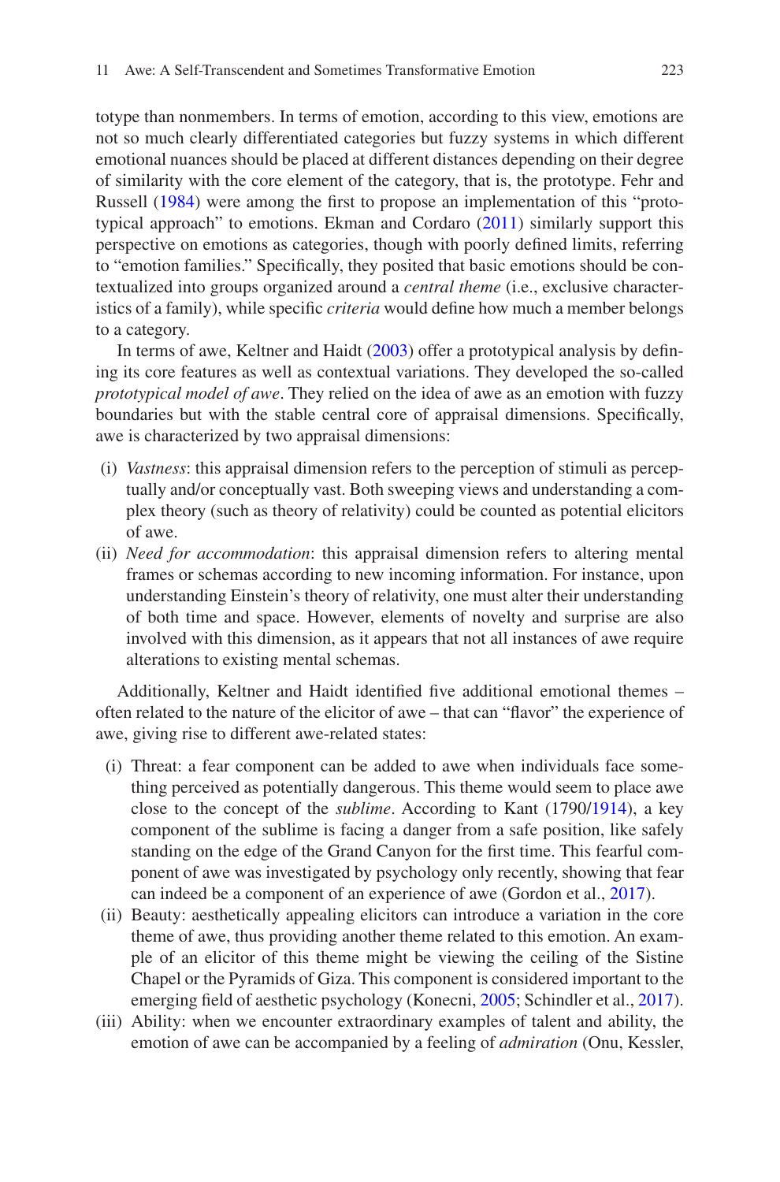totype than nonmembers. In terms of emotion, according to this view, emotions are not so much clearly differentiated categories but fuzzy systems in which different emotional nuances should be placed at different distances depending on their degree of similarity with the core element of the category, that is, the prototype. Fehr and Russell (1984) were among the first to propose an implementation of this "prototypical approach" to emotions. Ekman and Cordaro (2011) similarly support this perspective on emotions as categories, though with poorly defined limits, referring to "emotion families." Specifically, they posited that basic emotions should be contextualized into groups organized around a *central theme* (i.e., exclusive characteristics of a family), while specific *criteria* would define how much a member belongs to a category.

In terms of awe, Keltner and Haidt (2003) offer a prototypical analysis by defining its core features as well as contextual variations. They developed the so-called *prototypical model of awe*. They relied on the idea of awe as an emotion with fuzzy boundaries but with the stable central core of appraisal dimensions. Specifically, awe is characterized by two appraisal dimensions:

(i) *Vastness*: this appraisal dimension refers to the perception of stimuli as perceptually and/or conceptually vast. Both sweeping views and understanding a complex theory (such as theory of relativity) could be counted as potential elicitors of awe.
(ii) *Need for accommodation*: this appraisal dimension refers to altering mental frames or schemas according to new incoming information. For instance, upon understanding Einstein's theory of relativity, one must alter their understanding of both time and space. However, elements of novelty and surprise are also involved with this dimension, as it appears that not all instances of awe require alterations to existing mental schemas.

Additionally, Keltner and Haidt identified five additional emotional themes – often related to the nature of the elicitor of awe – that can "flavor" the experience of awe, giving rise to different awe-related states:

(i) Threat: a fear component can be added to awe when individuals face something perceived as potentially dangerous. This theme would seem to place awe close to the concept of the *sublime*. According to Kant (1790/1914), a key component of the sublime is facing a danger from a safe position, like safely standing on the edge of the Grand Canyon for the first time. This fearful component of awe was investigated by psychology only recently, showing that fear can indeed be a component of an experience of awe (Gordon et al., 2017).
(ii) Beauty: aesthetically appealing elicitors can introduce a variation in the core theme of awe, thus providing another theme related to this emotion. An example of an elicitor of this theme might be viewing the ceiling of the Sistine Chapel or the Pyramids of Giza. This component is considered important to the emerging field of aesthetic psychology (Konecni, 2005; Schindler et al., 2017).
(iii) Ability: when we encounter extraordinary examples of talent and ability, the emotion of awe can be accompanied by a feeling of *admiration* (Onu, Kessler,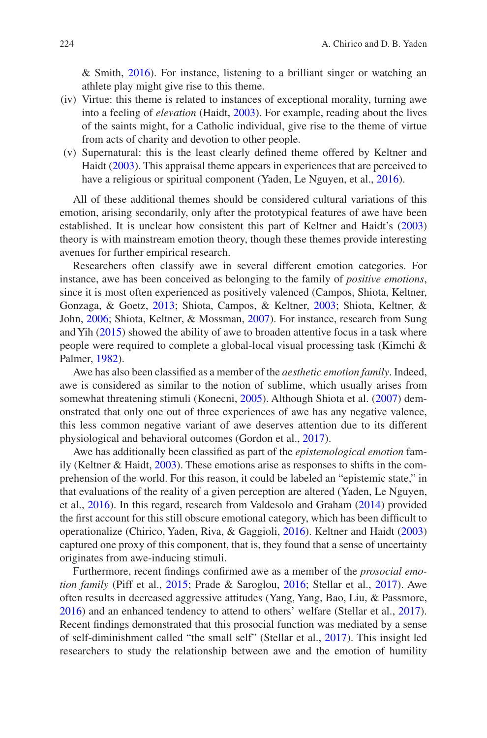& Smith, 2016). For instance, listening to a brilliant singer or watching an athlete play might give rise to this theme.

(iv) Virtue: this theme is related to instances of exceptional morality, turning awe into a feeling of *elevation* (Haidt, 2003). For example, reading about the lives of the saints might, for a Catholic individual, give rise to the theme of virtue from acts of charity and devotion to other people.

(v) Supernatural: this is the least clearly defined theme offered by Keltner and Haidt (2003). This appraisal theme appears in experiences that are perceived to have a religious or spiritual component (Yaden, Le Nguyen, et al., 2016).

All of these additional themes should be considered cultural variations of this emotion, arising secondarily, only after the prototypical features of awe have been established. It is unclear how consistent this part of Keltner and Haidt's (2003) theory is with mainstream emotion theory, though these themes provide interesting avenues for further empirical research.

Researchers often classify awe in several different emotion categories. For instance, awe has been conceived as belonging to the family of *positive emotions*, since it is most often experienced as positively valenced (Campos, Shiota, Keltner, Gonzaga, & Goetz, 2013; Shiota, Campos, & Keltner, 2003; Shiota, Keltner, & John, 2006; Shiota, Keltner, & Mossman, 2007). For instance, research from Sung and Yih (2015) showed the ability of awe to broaden attentive focus in a task where people were required to complete a global-local visual processing task (Kimchi & Palmer, 1982).

Awe has also been classified as a member of the *aesthetic emotion family*. Indeed, awe is considered as similar to the notion of sublime, which usually arises from somewhat threatening stimuli (Konecni, 2005). Although Shiota et al. (2007) demonstrated that only one out of three experiences of awe has any negative valence, this less common negative variant of awe deserves attention due to its different physiological and behavioral outcomes (Gordon et al., 2017).

Awe has additionally been classified as part of the *epistemological emotion* family (Keltner & Haidt, 2003). These emotions arise as responses to shifts in the comprehension of the world. For this reason, it could be labeled an "epistemic state," in that evaluations of the reality of a given perception are altered (Yaden, Le Nguyen, et al., 2016). In this regard, research from Valdesolo and Graham (2014) provided the first account for this still obscure emotional category, which has been difficult to operationalize (Chirico, Yaden, Riva, & Gaggioli, 2016). Keltner and Haidt (2003) captured one proxy of this component, that is, they found that a sense of uncertainty originates from awe-inducing stimuli.

Furthermore, recent findings confirmed awe as a member of the *prosocial emotion family* (Piff et al., 2015; Prade & Saroglou, 2016; Stellar et al., 2017). Awe often results in decreased aggressive attitudes (Yang, Yang, Bao, Liu, & Passmore, 2016) and an enhanced tendency to attend to others' welfare (Stellar et al., 2017). Recent findings demonstrated that this prosocial function was mediated by a sense of self-diminishment called "the small self" (Stellar et al., 2017). This insight led researchers to study the relationship between awe and the emotion of humility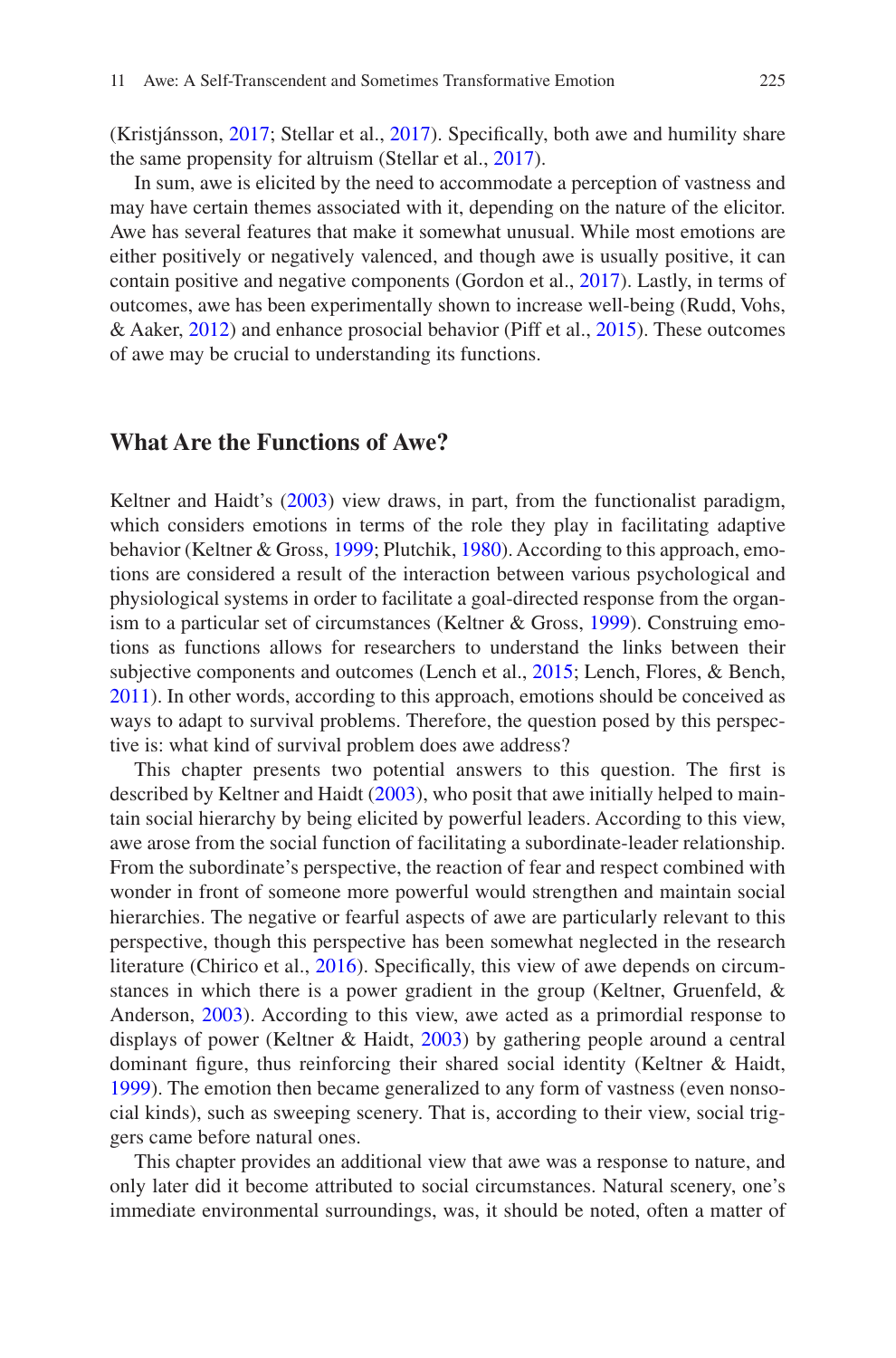(Kristjánsson, 2017; Stellar et al., 2017). Specifically, both awe and humility share the same propensity for altruism (Stellar et al., 2017).

In sum, awe is elicited by the need to accommodate a perception of vastness and may have certain themes associated with it, depending on the nature of the elicitor. Awe has several features that make it somewhat unusual. While most emotions are either positively or negatively valenced, and though awe is usually positive, it can contain positive and negative components (Gordon et al., 2017). Lastly, in terms of outcomes, awe has been experimentally shown to increase well-being (Rudd, Vohs, & Aaker, 2012) and enhance prosocial behavior (Piff et al., 2015). These outcomes of awe may be crucial to understanding its functions.

## What Are the Functions of Awe?

Keltner and Haidt's (2003) view draws, in part, from the functionalist paradigm, which considers emotions in terms of the role they play in facilitating adaptive behavior (Keltner & Gross, 1999; Plutchik, 1980). According to this approach, emotions are considered a result of the interaction between various psychological and physiological systems in order to facilitate a goal-directed response from the organism to a particular set of circumstances (Keltner & Gross, 1999). Construing emotions as functions allows for researchers to understand the links between their subjective components and outcomes (Lench et al., 2015; Lench, Flores, & Bench, 2011). In other words, according to this approach, emotions should be conceived as ways to adapt to survival problems. Therefore, the question posed by this perspective is: what kind of survival problem does awe address?

This chapter presents two potential answers to this question. The first is described by Keltner and Haidt (2003), who posit that awe initially helped to maintain social hierarchy by being elicited by powerful leaders. According to this view, awe arose from the social function of facilitating a subordinate-leader relationship. From the subordinate's perspective, the reaction of fear and respect combined with wonder in front of someone more powerful would strengthen and maintain social hierarchies. The negative or fearful aspects of awe are particularly relevant to this perspective, though this perspective has been somewhat neglected in the research literature (Chirico et al., 2016). Specifically, this view of awe depends on circumstances in which there is a power gradient in the group (Keltner, Gruenfeld, & Anderson, 2003). According to this view, awe acted as a primordial response to displays of power (Keltner & Haidt, 2003) by gathering people around a central dominant figure, thus reinforcing their shared social identity (Keltner & Haidt, 1999). The emotion then became generalized to any form of vastness (even nonsocial kinds), such as sweeping scenery. That is, according to their view, social triggers came before natural ones.

This chapter provides an additional view that awe was a response to nature, and only later did it become attributed to social circumstances. Natural scenery, one's immediate environmental surroundings, was, it should be noted, often a matter of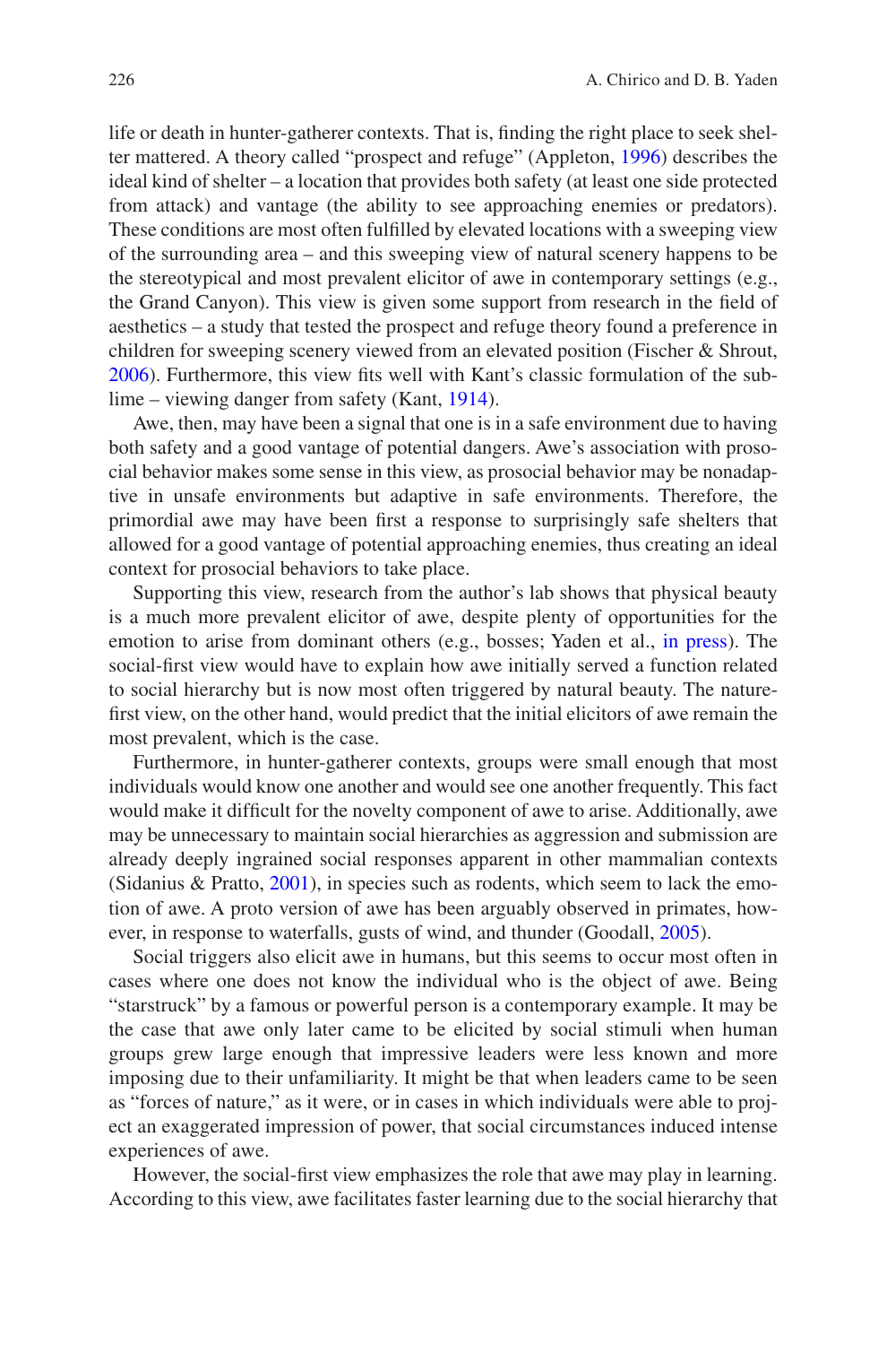life or death in hunter-gatherer contexts. That is, finding the right place to seek shelter mattered. A theory called "prospect and refuge" (Appleton, 1996) describes the ideal kind of shelter – a location that provides both safety (at least one side protected from attack) and vantage (the ability to see approaching enemies or predators). These conditions are most often fulfilled by elevated locations with a sweeping view of the surrounding area – and this sweeping view of natural scenery happens to be the stereotypical and most prevalent elicitor of awe in contemporary settings (e.g., the Grand Canyon). This view is given some support from research in the field of aesthetics – a study that tested the prospect and refuge theory found a preference in children for sweeping scenery viewed from an elevated position (Fischer & Shrout, 2006). Furthermore, this view fits well with Kant's classic formulation of the sublime – viewing danger from safety (Kant, 1914).

Awe, then, may have been a signal that one is in a safe environment due to having both safety and a good vantage of potential dangers. Awe's association with prosocial behavior makes some sense in this view, as prosocial behavior may be nonadaptive in unsafe environments but adaptive in safe environments. Therefore, the primordial awe may have been first a response to surprisingly safe shelters that allowed for a good vantage of potential approaching enemies, thus creating an ideal context for prosocial behaviors to take place.

Supporting this view, research from the author's lab shows that physical beauty is a much more prevalent elicitor of awe, despite plenty of opportunities for the emotion to arise from dominant others (e.g., bosses; Yaden et al., in press). The social-first view would have to explain how awe initially served a function related to social hierarchy but is now most often triggered by natural beauty. The nature-first view, on the other hand, would predict that the initial elicitors of awe remain the most prevalent, which is the case.

Furthermore, in hunter-gatherer contexts, groups were small enough that most individuals would know one another and would see one another frequently. This fact would make it difficult for the novelty component of awe to arise. Additionally, awe may be unnecessary to maintain social hierarchies as aggression and submission are already deeply ingrained social responses apparent in other mammalian contexts (Sidanius & Pratto, 2001), in species such as rodents, which seem to lack the emotion of awe. A proto version of awe has been arguably observed in primates, however, in response to waterfalls, gusts of wind, and thunder (Goodall, 2005).

Social triggers also elicit awe in humans, but this seems to occur most often in cases where one does not know the individual who is the object of awe. Being "starstruck" by a famous or powerful person is a contemporary example. It may be the case that awe only later came to be elicited by social stimuli when human groups grew large enough that impressive leaders were less known and more imposing due to their unfamiliarity. It might be that when leaders came to be seen as "forces of nature," as it were, or in cases in which individuals were able to project an exaggerated impression of power, that social circumstances induced intense experiences of awe.

However, the social-first view emphasizes the role that awe may play in learning. According to this view, awe facilitates faster learning due to the social hierarchy that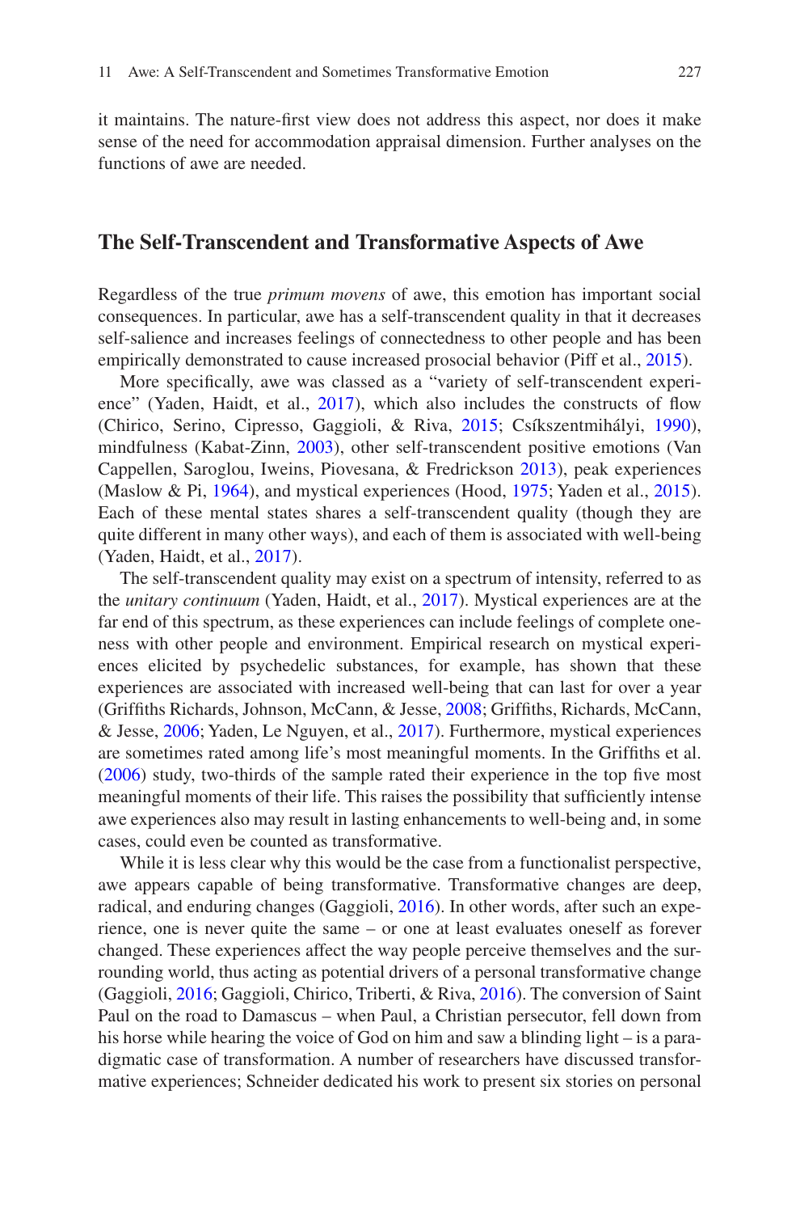it maintains. The nature-first view does not address this aspect, nor does it make sense of the need for accommodation appraisal dimension. Further analyses on the functions of awe are needed.

## The Self-Transcendent and Transformative Aspects of Awe

Regardless of the true *primum movens* of awe, this emotion has important social consequences. In particular, awe has a self-transcendent quality in that it decreases self-salience and increases feelings of connectedness to other people and has been empirically demonstrated to cause increased prosocial behavior (Piff et al., 2015).

More specifically, awe was classed as a "variety of self-transcendent experience" (Yaden, Haidt, et al., 2017), which also includes the constructs of flow (Chirico, Serino, Cipresso, Gaggioli, & Riva, 2015; Csíkszentmihályi, 1990), mindfulness (Kabat-Zinn, 2003), other self-transcendent positive emotions (Van Cappellen, Saroglou, Iweins, Piovesana, & Fredrickson 2013), peak experiences (Maslow & Pi, 1964), and mystical experiences (Hood, 1975; Yaden et al., 2015). Each of these mental states shares a self-transcendent quality (though they are quite different in many other ways), and each of them is associated with well-being (Yaden, Haidt, et al., 2017).

The self-transcendent quality may exist on a spectrum of intensity, referred to as the *unitary continuum* (Yaden, Haidt, et al., 2017). Mystical experiences are at the far end of this spectrum, as these experiences can include feelings of complete oneness with other people and environment. Empirical research on mystical experiences elicited by psychedelic substances, for example, has shown that these experiences are associated with increased well-being that can last for over a year (Griffiths Richards, Johnson, McCann, & Jesse, 2008; Griffiths, Richards, McCann, & Jesse, 2006; Yaden, Le Nguyen, et al., 2017). Furthermore, mystical experiences are sometimes rated among life's most meaningful moments. In the Griffiths et al. (2006) study, two-thirds of the sample rated their experience in the top five most meaningful moments of their life. This raises the possibility that sufficiently intense awe experiences also may result in lasting enhancements to well-being and, in some cases, could even be counted as transformative.

While it is less clear why this would be the case from a functionalist perspective, awe appears capable of being transformative. Transformative changes are deep, radical, and enduring changes (Gaggioli, 2016). In other words, after such an experience, one is never quite the same – or one at least evaluates oneself as forever changed. These experiences affect the way people perceive themselves and the surrounding world, thus acting as potential drivers of a personal transformative change (Gaggioli, 2016; Gaggioli, Chirico, Triberti, & Riva, 2016). The conversion of Saint Paul on the road to Damascus – when Paul, a Christian persecutor, fell down from his horse while hearing the voice of God on him and saw a blinding light – is a paradigmatic case of transformation. A number of researchers have discussed transformative experiences; Schneider dedicated his work to present six stories on personal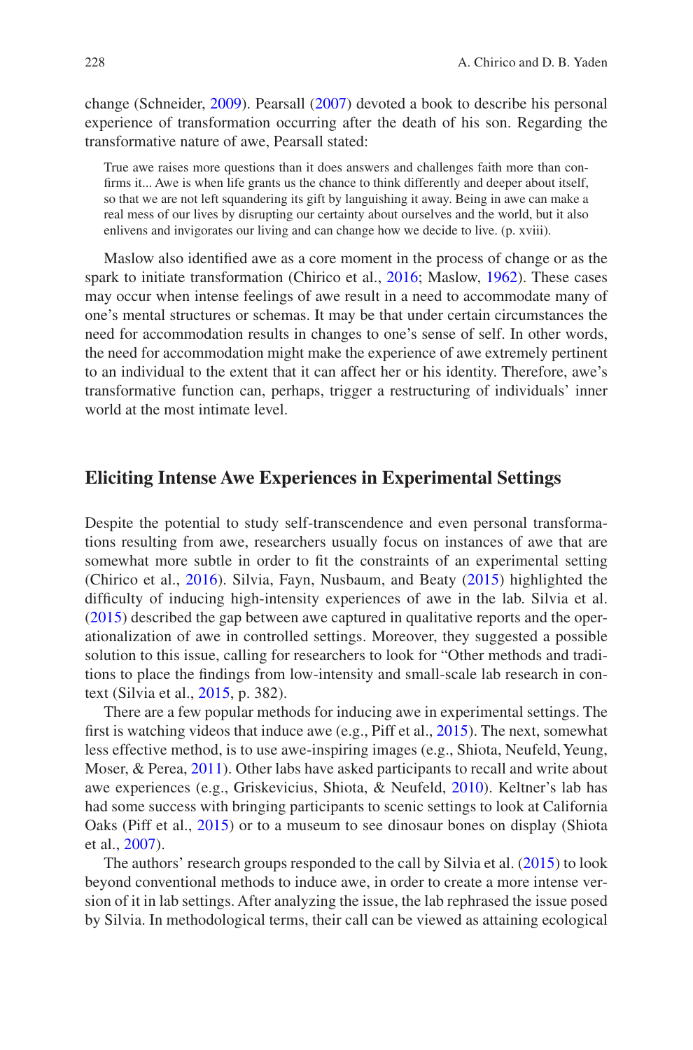change (Schneider, 2009). Pearsall (2007) devoted a book to describe his personal experience of transformation occurring after the death of his son. Regarding the transformative nature of awe, Pearsall stated:

> True awe raises more questions than it does answers and challenges faith more than confirms it... Awe is when life grants us the chance to think differently and deeper about itself, so that we are not left squandering its gift by languishing it away. Being in awe can make a real mess of our lives by disrupting our certainty about ourselves and the world, but it also enlivens and invigorates our living and can change how we decide to live. (p. xviii).

Maslow also identified awe as a core moment in the process of change or as the spark to initiate transformation (Chirico et al., 2016; Maslow, 1962). These cases may occur when intense feelings of awe result in a need to accommodate many of one's mental structures or schemas. It may be that under certain circumstances the need for accommodation results in changes to one's sense of self. In other words, the need for accommodation might make the experience of awe extremely pertinent to an individual to the extent that it can affect her or his identity. Therefore, awe's transformative function can, perhaps, trigger a restructuring of individuals' inner world at the most intimate level.

## Eliciting Intense Awe Experiences in Experimental Settings

Despite the potential to study self-transcendence and even personal transformations resulting from awe, researchers usually focus on instances of awe that are somewhat more subtle in order to fit the constraints of an experimental setting (Chirico et al., 2016). Silvia, Fayn, Nusbaum, and Beaty (2015) highlighted the difficulty of inducing high-intensity experiences of awe in the lab. Silvia et al. (2015) described the gap between awe captured in qualitative reports and the operationalization of awe in controlled settings. Moreover, they suggested a possible solution to this issue, calling for researchers to look for "Other methods and traditions to place the findings from low-intensity and small-scale lab research in context (Silvia et al., 2015, p. 382).

There are a few popular methods for inducing awe in experimental settings. The first is watching videos that induce awe (e.g., Piff et al., 2015). The next, somewhat less effective method, is to use awe-inspiring images (e.g., Shiota, Neufeld, Yeung, Moser, & Perea, 2011). Other labs have asked participants to recall and write about awe experiences (e.g., Griskevicius, Shiota, & Neufeld, 2010). Keltner's lab has had some success with bringing participants to scenic settings to look at California Oaks (Piff et al., 2015) or to a museum to see dinosaur bones on display (Shiota et al., 2007).

The authors' research groups responded to the call by Silvia et al. (2015) to look beyond conventional methods to induce awe, in order to create a more intense version of it in lab settings. After analyzing the issue, the lab rephrased the issue posed by Silvia. In methodological terms, their call can be viewed as attaining ecological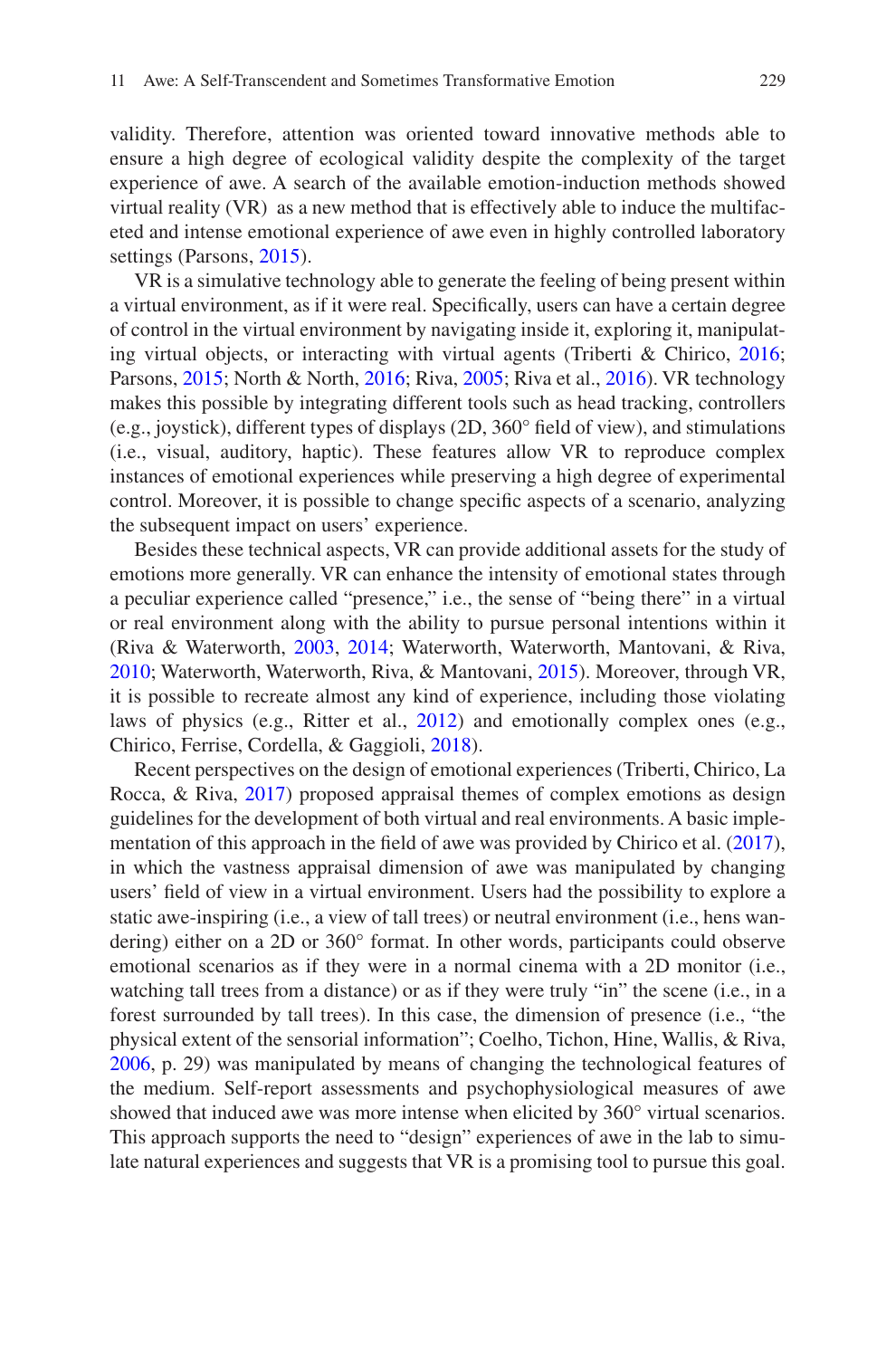validity. Therefore, attention was oriented toward innovative methods able to ensure a high degree of ecological validity despite the complexity of the target experience of awe. A search of the available emotion-induction methods showed virtual reality (VR) as a new method that is effectively able to induce the multifaceted and intense emotional experience of awe even in highly controlled laboratory settings (Parsons, 2015).

VR is a simulative technology able to generate the feeling of being present within a virtual environment, as if it were real. Specifically, users can have a certain degree of control in the virtual environment by navigating inside it, exploring it, manipulating virtual objects, or interacting with virtual agents (Triberti & Chirico, 2016; Parsons, 2015; North & North, 2016; Riva, 2005; Riva et al., 2016). VR technology makes this possible by integrating different tools such as head tracking, controllers (e.g., joystick), different types of displays (2D, 360° field of view), and stimulations (i.e., visual, auditory, haptic). These features allow VR to reproduce complex instances of emotional experiences while preserving a high degree of experimental control. Moreover, it is possible to change specific aspects of a scenario, analyzing the subsequent impact on users' experience.

Besides these technical aspects, VR can provide additional assets for the study of emotions more generally. VR can enhance the intensity of emotional states through a peculiar experience called "presence," i.e., the sense of "being there" in a virtual or real environment along with the ability to pursue personal intentions within it (Riva & Waterworth, 2003, 2014; Waterworth, Waterworth, Mantovani, & Riva, 2010; Waterworth, Waterworth, Riva, & Mantovani, 2015). Moreover, through VR, it is possible to recreate almost any kind of experience, including those violating laws of physics (e.g., Ritter et al., 2012) and emotionally complex ones (e.g., Chirico, Ferrise, Cordella, & Gaggioli, 2018).

Recent perspectives on the design of emotional experiences (Triberti, Chirico, La Rocca, & Riva, 2017) proposed appraisal themes of complex emotions as design guidelines for the development of both virtual and real environments. A basic implementation of this approach in the field of awe was provided by Chirico et al. (2017), in which the vastness appraisal dimension of awe was manipulated by changing users' field of view in a virtual environment. Users had the possibility to explore a static awe-inspiring (i.e., a view of tall trees) or neutral environment (i.e., hens wandering) either on a 2D or 360° format. In other words, participants could observe emotional scenarios as if they were in a normal cinema with a 2D monitor (i.e., watching tall trees from a distance) or as if they were truly "in" the scene (i.e., in a forest surrounded by tall trees). In this case, the dimension of presence (i.e., "the physical extent of the sensorial information"; Coelho, Tichon, Hine, Wallis, & Riva, 2006, p. 29) was manipulated by means of changing the technological features of the medium. Self-report assessments and psychophysiological measures of awe showed that induced awe was more intense when elicited by 360° virtual scenarios. This approach supports the need to "design" experiences of awe in the lab to simulate natural experiences and suggests that VR is a promising tool to pursue this goal.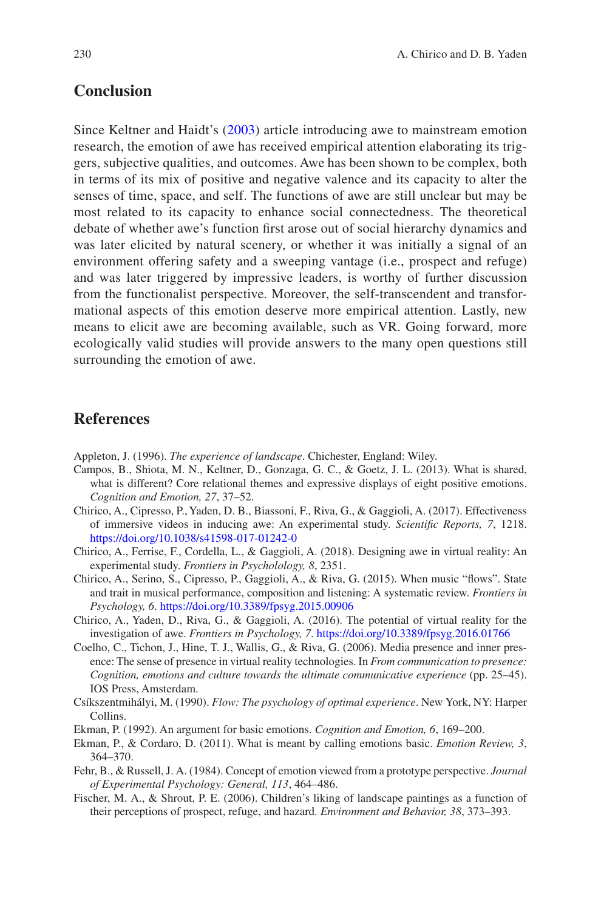## Conclusion

Since Keltner and Haidt's (2003) article introducing awe to mainstream emotion research, the emotion of awe has received empirical attention elaborating its triggers, subjective qualities, and outcomes. Awe has been shown to be complex, both in terms of its mix of positive and negative valence and its capacity to alter the senses of time, space, and self. The functions of awe are still unclear but may be most related to its capacity to enhance social connectedness. The theoretical debate of whether awe's function first arose out of social hierarchy dynamics and was later elicited by natural scenery, or whether it was initially a signal of an environment offering safety and a sweeping vantage (i.e., prospect and refuge) and was later triggered by impressive leaders, is worthy of further discussion from the functionalist perspective. Moreover, the self-transcendent and transformational aspects of this emotion deserve more empirical attention. Lastly, new means to elicit awe are becoming available, such as VR. Going forward, more ecologically valid studies will provide answers to the many open questions still surrounding the emotion of awe.

## References

Appleton, J. (1996). *The experience of landscape*. Chichester, England: Wiley.

Campos, B., Shiota, M. N., Keltner, D., Gonzaga, G. C., & Goetz, J. L. (2013). What is shared, what is different? Core relational themes and expressive displays of eight positive emotions. *Cognition and Emotion, 27*, 37–52.

Chirico, A., Cipresso, P., Yaden, D. B., Biassoni, F., Riva, G., & Gaggioli, A. (2017). Effectiveness of immersive videos in inducing awe: An experimental study. *Scientific Reports, 7*, 1218. https://doi.org/10.1038/s41598-017-01242-0

Chirico, A., Ferrise, F., Cordella, L., & Gaggioli, A. (2018). Designing awe in virtual reality: An experimental study. *Frontiers in Psycholology, 8*, 2351.

Chirico, A., Serino, S., Cipresso, P., Gaggioli, A., & Riva, G. (2015). When music "flows". State and trait in musical performance, composition and listening: A systematic review. *Frontiers in Psychology, 6*. https://doi.org/10.3389/fpsyg.2015.00906

Chirico, A., Yaden, D., Riva, G., & Gaggioli, A. (2016). The potential of virtual reality for the investigation of awe. *Frontiers in Psychology, 7*. https://doi.org/10.3389/fpsyg.2016.01766

Coelho, C., Tichon, J., Hine, T. J., Wallis, G., & Riva, G. (2006). Media presence and inner presence: The sense of presence in virtual reality technologies. In *From communication to presence: Cognition, emotions and culture towards the ultimate communicative experience* (pp. 25–45). IOS Press, Amsterdam.

Csíkszentmihályi, M. (1990). *Flow: The psychology of optimal experience*. New York, NY: Harper Collins.

Ekman, P. (1992). An argument for basic emotions. *Cognition and Emotion, 6*, 169–200.

Ekman, P., & Cordaro, D. (2011). What is meant by calling emotions basic. *Emotion Review, 3*, 364–370.

Fehr, B., & Russell, J. A. (1984). Concept of emotion viewed from a prototype perspective. *Journal of Experimental Psychology: General, 113*, 464–486.

Fischer, M. A., & Shrout, P. E. (2006). Children's liking of landscape paintings as a function of their perceptions of prospect, refuge, and hazard. *Environment and Behavior, 38*, 373–393.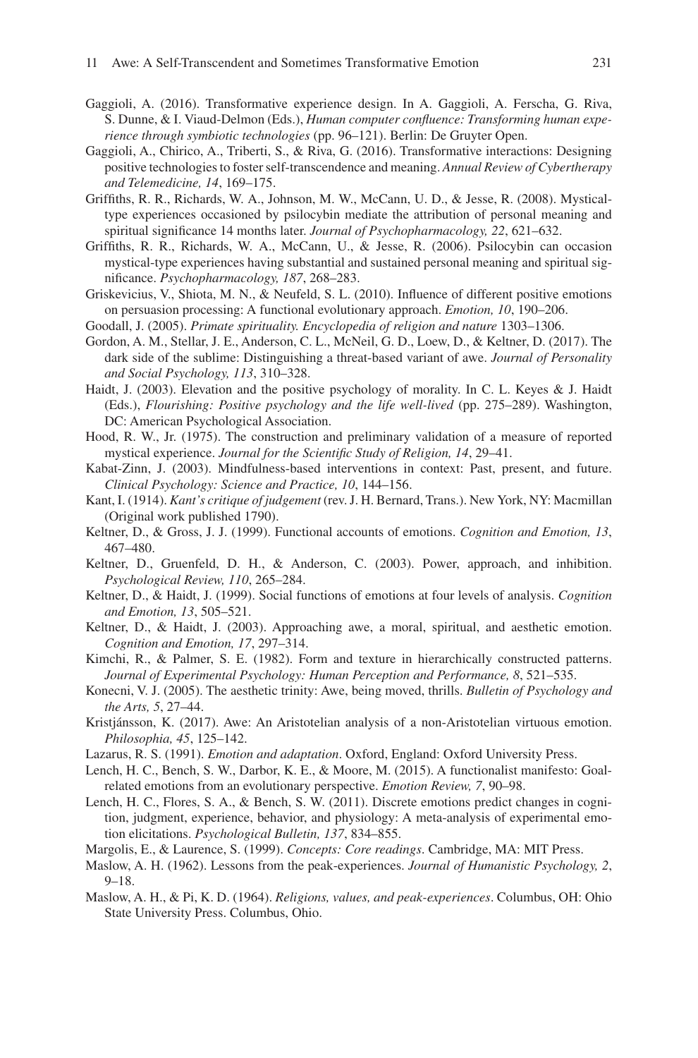Gaggioli, A. (2016). Transformative experience design. In A. Gaggioli, A. Ferscha, G. Riva, S. Dunne, & I. Viaud-Delmon (Eds.), *Human computer confluence: Transforming human experience through symbiotic technologies* (pp. 96–121). Berlin: De Gruyter Open.

Gaggioli, A., Chirico, A., Triberti, S., & Riva, G. (2016). Transformative interactions: Designing positive technologies to foster self-transcendence and meaning. *Annual Review of Cybertherapy and Telemedicine, 14*, 169–175.

Griffiths, R. R., Richards, W. A., Johnson, M. W., McCann, U. D., & Jesse, R. (2008). Mystical-type experiences occasioned by psilocybin mediate the attribution of personal meaning and spiritual significance 14 months later. *Journal of Psychopharmacology, 22*, 621–632.

Griffiths, R. R., Richards, W. A., McCann, U., & Jesse, R. (2006). Psilocybin can occasion mystical-type experiences having substantial and sustained personal meaning and spiritual significance. *Psychopharmacology, 187*, 268–283.

Griskevicius, V., Shiota, M. N., & Neufeld, S. L. (2010). Influence of different positive emotions on persuasion processing: A functional evolutionary approach. *Emotion, 10*, 190–206.

Goodall, J. (2005). *Primate spirituality. Encyclopedia of religion and nature* 1303–1306.

Gordon, A. M., Stellar, J. E., Anderson, C. L., McNeil, G. D., Loew, D., & Keltner, D. (2017). The dark side of the sublime: Distinguishing a threat-based variant of awe. *Journal of Personality and Social Psychology, 113*, 310–328.

Haidt, J. (2003). Elevation and the positive psychology of morality. In C. L. Keyes & J. Haidt (Eds.), *Flourishing: Positive psychology and the life well-lived* (pp. 275–289). Washington, DC: American Psychological Association.

Hood, R. W., Jr. (1975). The construction and preliminary validation of a measure of reported mystical experience. *Journal for the Scientific Study of Religion, 14*, 29–41.

Kabat-Zinn, J. (2003). Mindfulness-based interventions in context: Past, present, and future. *Clinical Psychology: Science and Practice, 10*, 144–156.

Kant, I. (1914). *Kant's critique of judgement* (rev. J. H. Bernard, Trans.). New York, NY: Macmillan (Original work published 1790).

Keltner, D., & Gross, J. J. (1999). Functional accounts of emotions. *Cognition and Emotion, 13*, 467–480.

Keltner, D., Gruenfeld, D. H., & Anderson, C. (2003). Power, approach, and inhibition. *Psychological Review, 110*, 265–284.

Keltner, D., & Haidt, J. (1999). Social functions of emotions at four levels of analysis. *Cognition and Emotion, 13*, 505–521.

Keltner, D., & Haidt, J. (2003). Approaching awe, a moral, spiritual, and aesthetic emotion. *Cognition and Emotion, 17*, 297–314.

Kimchi, R., & Palmer, S. E. (1982). Form and texture in hierarchically constructed patterns. *Journal of Experimental Psychology: Human Perception and Performance, 8*, 521–535.

Konecni, V. J. (2005). The aesthetic trinity: Awe, being moved, thrills. *Bulletin of Psychology and the Arts, 5*, 27–44.

Kristjánsson, K. (2017). Awe: An Aristotelian analysis of a non-Aristotelian virtuous emotion. *Philosophia, 45*, 125–142.

Lazarus, R. S. (1991). *Emotion and adaptation*. Oxford, England: Oxford University Press.

Lench, H. C., Bench, S. W., Darbor, K. E., & Moore, M. (2015). A functionalist manifesto: Goal-related emotions from an evolutionary perspective. *Emotion Review, 7*, 90–98.

Lench, H. C., Flores, S. A., & Bench, S. W. (2011). Discrete emotions predict changes in cognition, judgment, experience, behavior, and physiology: A meta-analysis of experimental emotion elicitations. *Psychological Bulletin, 137*, 834–855.

Margolis, E., & Laurence, S. (1999). *Concepts: Core readings*. Cambridge, MA: MIT Press.

Maslow, A. H. (1962). Lessons from the peak-experiences. *Journal of Humanistic Psychology, 2*, 9–18.

Maslow, A. H., & Pi, K. D. (1964). *Religions, values, and peak-experiences*. Columbus, OH: Ohio State University Press. Columbus, Ohio.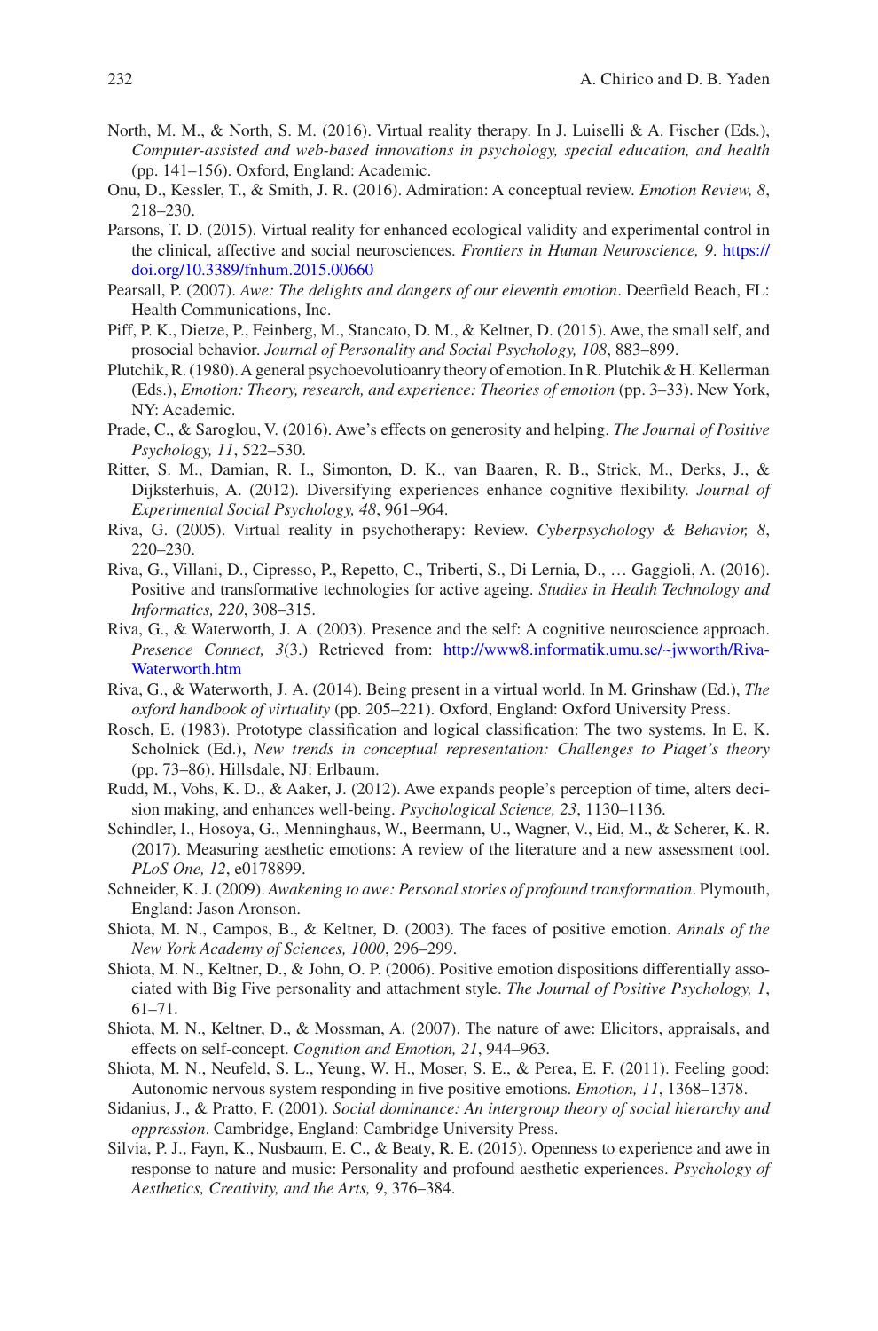North, M. M., & North, S. M. (2016). Virtual reality therapy. In J. Luiselli & A. Fischer (Eds.), *Computer-assisted and web-based innovations in psychology, special education, and health* (pp. 141–156). Oxford, England: Academic.

Onu, D., Kessler, T., & Smith, J. R. (2016). Admiration: A conceptual review. *Emotion Review, 8*, 218–230.

Parsons, T. D. (2015). Virtual reality for enhanced ecological validity and experimental control in the clinical, affective and social neurosciences. *Frontiers in Human Neuroscience, 9*. https://doi.org/10.3389/fnhum.2015.00660

Pearsall, P. (2007). *Awe: The delights and dangers of our eleventh emotion*. Deerfield Beach, FL: Health Communications, Inc.

Piff, P. K., Dietze, P., Feinberg, M., Stancato, D. M., & Keltner, D. (2015). Awe, the small self, and prosocial behavior. *Journal of Personality and Social Psychology, 108*, 883–899.

Plutchik, R. (1980). A general psychoevolutioanry theory of emotion. In R. Plutchik & H. Kellerman (Eds.), *Emotion: Theory, research, and experience: Theories of emotion* (pp. 3–33). New York, NY: Academic.

Prade, C., & Saroglou, V. (2016). Awe's effects on generosity and helping. *The Journal of Positive Psychology, 11*, 522–530.

Ritter, S. M., Damian, R. I., Simonton, D. K., van Baaren, R. B., Strick, M., Derks, J., & Dijksterhuis, A. (2012). Diversifying experiences enhance cognitive flexibility. *Journal of Experimental Social Psychology, 48*, 961–964.

Riva, G. (2005). Virtual reality in psychotherapy: Review. *Cyberpsychology & Behavior, 8*, 220–230.

Riva, G., Villani, D., Cipresso, P., Repetto, C., Triberti, S., Di Lernia, D., … Gaggioli, A. (2016). Positive and transformative technologies for active ageing. *Studies in Health Technology and Informatics, 220*, 308–315.

Riva, G., & Waterworth, J. A. (2003). Presence and the self: A cognitive neuroscience approach. *Presence Connect, 3*(3.) Retrieved from: http://www8.informatik.umu.se/~jwworth/Riva-Waterworth.htm

Riva, G., & Waterworth, J. A. (2014). Being present in a virtual world. In M. Grinshaw (Ed.), *The oxford handbook of virtuality* (pp. 205–221). Oxford, England: Oxford University Press.

Rosch, E. (1983). Prototype classification and logical classification: The two systems. In E. K. Scholnick (Ed.), *New trends in conceptual representation: Challenges to Piaget's theory* (pp. 73–86). Hillsdale, NJ: Erlbaum.

Rudd, M., Vohs, K. D., & Aaker, J. (2012). Awe expands people's perception of time, alters decision making, and enhances well-being. *Psychological Science, 23*, 1130–1136.

Schindler, I., Hosoya, G., Menninghaus, W., Beermann, U., Wagner, V., Eid, M., & Scherer, K. R. (2017). Measuring aesthetic emotions: A review of the literature and a new assessment tool. *PLoS One, 12*, e0178899.

Schneider, K. J. (2009). *Awakening to awe: Personal stories of profound transformation*. Plymouth, England: Jason Aronson.

Shiota, M. N., Campos, B., & Keltner, D. (2003). The faces of positive emotion. *Annals of the New York Academy of Sciences, 1000*, 296–299.

Shiota, M. N., Keltner, D., & John, O. P. (2006). Positive emotion dispositions differentially associated with Big Five personality and attachment style. *The Journal of Positive Psychology, 1*, 61–71.

Shiota, M. N., Keltner, D., & Mossman, A. (2007). The nature of awe: Elicitors, appraisals, and effects on self-concept. *Cognition and Emotion, 21*, 944–963.

Shiota, M. N., Neufeld, S. L., Yeung, W. H., Moser, S. E., & Perea, E. F. (2011). Feeling good: Autonomic nervous system responding in five positive emotions. *Emotion, 11*, 1368–1378.

Sidanius, J., & Pratto, F. (2001). *Social dominance: An intergroup theory of social hierarchy and oppression*. Cambridge, England: Cambridge University Press.

Silvia, P. J., Fayn, K., Nusbaum, E. C., & Beaty, R. E. (2015). Openness to experience and awe in response to nature and music: Personality and profound aesthetic experiences. *Psychology of Aesthetics, Creativity, and the Arts, 9*, 376–384.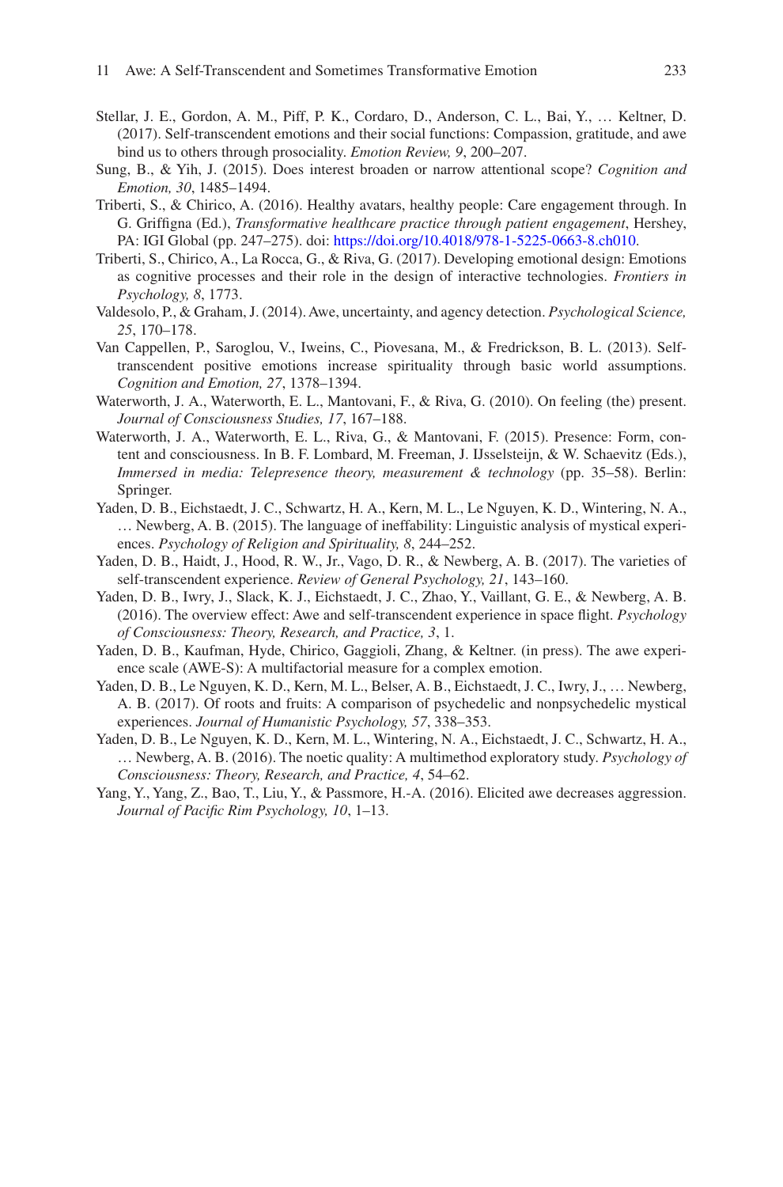Stellar, J. E., Gordon, A. M., Piff, P. K., Cordaro, D., Anderson, C. L., Bai, Y., … Keltner, D. (2017). Self-transcendent emotions and their social functions: Compassion, gratitude, and awe bind us to others through prosociality. *Emotion Review, 9*, 200–207.

Sung, B., & Yih, J. (2015). Does interest broaden or narrow attentional scope? *Cognition and Emotion, 30*, 1485–1494.

Triberti, S., & Chirico, A. (2016). Healthy avatars, healthy people: Care engagement through. In G. Griffigna (Ed.), *Transformative healthcare practice through patient engagement*, Hershey, PA: IGI Global (pp. 247–275). doi: https://doi.org/10.4018/978-1-5225-0663-8.ch010.

Triberti, S., Chirico, A., La Rocca, G., & Riva, G. (2017). Developing emotional design: Emotions as cognitive processes and their role in the design of interactive technologies. *Frontiers in Psychology, 8*, 1773.

Valdesolo, P., & Graham, J. (2014). Awe, uncertainty, and agency detection. *Psychological Science, 25*, 170–178.

Van Cappellen, P., Saroglou, V., Iweins, C., Piovesana, M., & Fredrickson, B. L. (2013). Self-transcendent positive emotions increase spirituality through basic world assumptions. *Cognition and Emotion, 27*, 1378–1394.

Waterworth, J. A., Waterworth, E. L., Mantovani, F., & Riva, G. (2010). On feeling (the) present. *Journal of Consciousness Studies, 17*, 167–188.

Waterworth, J. A., Waterworth, E. L., Riva, G., & Mantovani, F. (2015). Presence: Form, content and consciousness. In B. F. Lombard, M. Freeman, J. IJsselsteijn, & W. Schaevitz (Eds.), *Immersed in media: Telepresence theory, measurement & technology* (pp. 35–58). Berlin: Springer.

Yaden, D. B., Eichstaedt, J. C., Schwartz, H. A., Kern, M. L., Le Nguyen, K. D., Wintering, N. A., … Newberg, A. B. (2015). The language of ineffability: Linguistic analysis of mystical experiences. *Psychology of Religion and Spirituality, 8*, 244–252.

Yaden, D. B., Haidt, J., Hood, R. W., Jr., Vago, D. R., & Newberg, A. B. (2017). The varieties of self-transcendent experience. *Review of General Psychology, 21*, 143–160.

Yaden, D. B., Iwry, J., Slack, K. J., Eichstaedt, J. C., Zhao, Y., Vaillant, G. E., & Newberg, A. B. (2016). The overview effect: Awe and self-transcendent experience in space flight. *Psychology of Consciousness: Theory, Research, and Practice, 3*, 1.

Yaden, D. B., Kaufman, Hyde, Chirico, Gaggioli, Zhang, & Keltner. (in press). The awe experience scale (AWE-S): A multifactorial measure for a complex emotion.

Yaden, D. B., Le Nguyen, K. D., Kern, M. L., Belser, A. B., Eichstaedt, J. C., Iwry, J., … Newberg, A. B. (2017). Of roots and fruits: A comparison of psychedelic and nonpsychedelic mystical experiences. *Journal of Humanistic Psychology, 57*, 338–353.

Yaden, D. B., Le Nguyen, K. D., Kern, M. L., Wintering, N. A., Eichstaedt, J. C., Schwartz, H. A., … Newberg, A. B. (2016). The noetic quality: A multimethod exploratory study. *Psychology of Consciousness: Theory, Research, and Practice, 4*, 54–62.

Yang, Y., Yang, Z., Bao, T., Liu, Y., & Passmore, H.-A. (2016). Elicited awe decreases aggression. *Journal of Pacific Rim Psychology, 10*, 1–13.